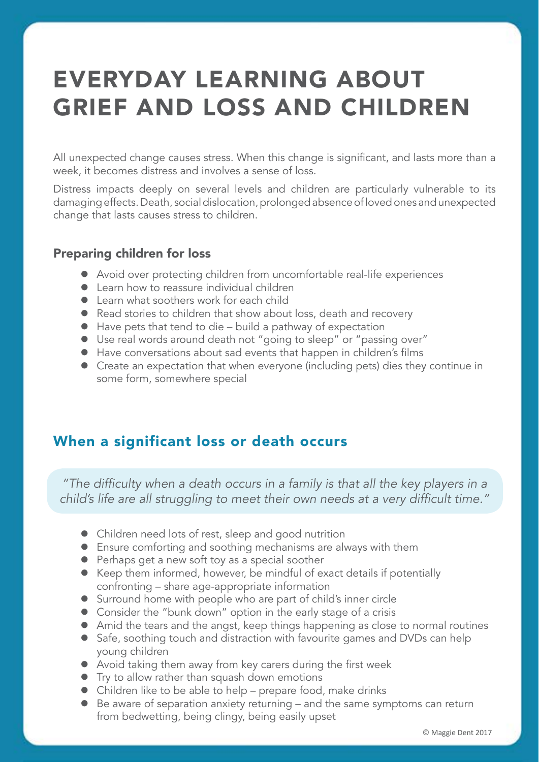# EVERYDAY LEARNING ABOUT GRIEF AND LOSS AND CHILDREN

All unexpected change causes stress. When this change is significant, and lasts more than a week, it becomes distress and involves a sense of loss.

Distress impacts deeply on several levels and children are particularly vulnerable to its damaging effects. Death, social dislocation, prolonged absence of loved ones and unexpected change that lasts causes stress to children.

### Preparing children for loss

- Avoid over protecting children from uncomfortable real-life experiences
- Learn how to reassure individual children
- Learn what soothers work for each child
- Read stories to children that show about loss, death and recovery
- Have pets that tend to die – build a pathway of expectation
- Use real words around death not "going to sleep" or "passing over"
- Have conversations about sad events that happen in children's films
- Create an expectation that when everyone (including pets) dies they continue in some form, somewhere special

## When a significant loss or death occurs

> *"The difficulty when a death occurs in a family is that all the key players in a child's life are all struggling to meet their own needs at a very difficult time."*

- Children need lots of rest, sleep and good nutrition
- Ensure comforting and soothing mechanisms are always with them
- Perhaps get a new soft toy as a special soother
- Keep them informed, however, be mindful of exact details if potentially confronting – share age-appropriate information
- Surround home with people who are part of child's inner circle
- Consider the "bunk down" option in the early stage of a crisis
- Amid the tears and the angst, keep things happening as close to normal routines
- Safe, soothing touch and distraction with favourite games and DVDs can help young children
- Avoid taking them away from key carers during the first week
- Try to allow rather than squash down emotions
- Children like to be able to help – prepare food, make drinks
- Be aware of separation anxiety returning – and the same symptoms can return from bedwetting, being clingy, being easily upset

© Maggie Dent 2017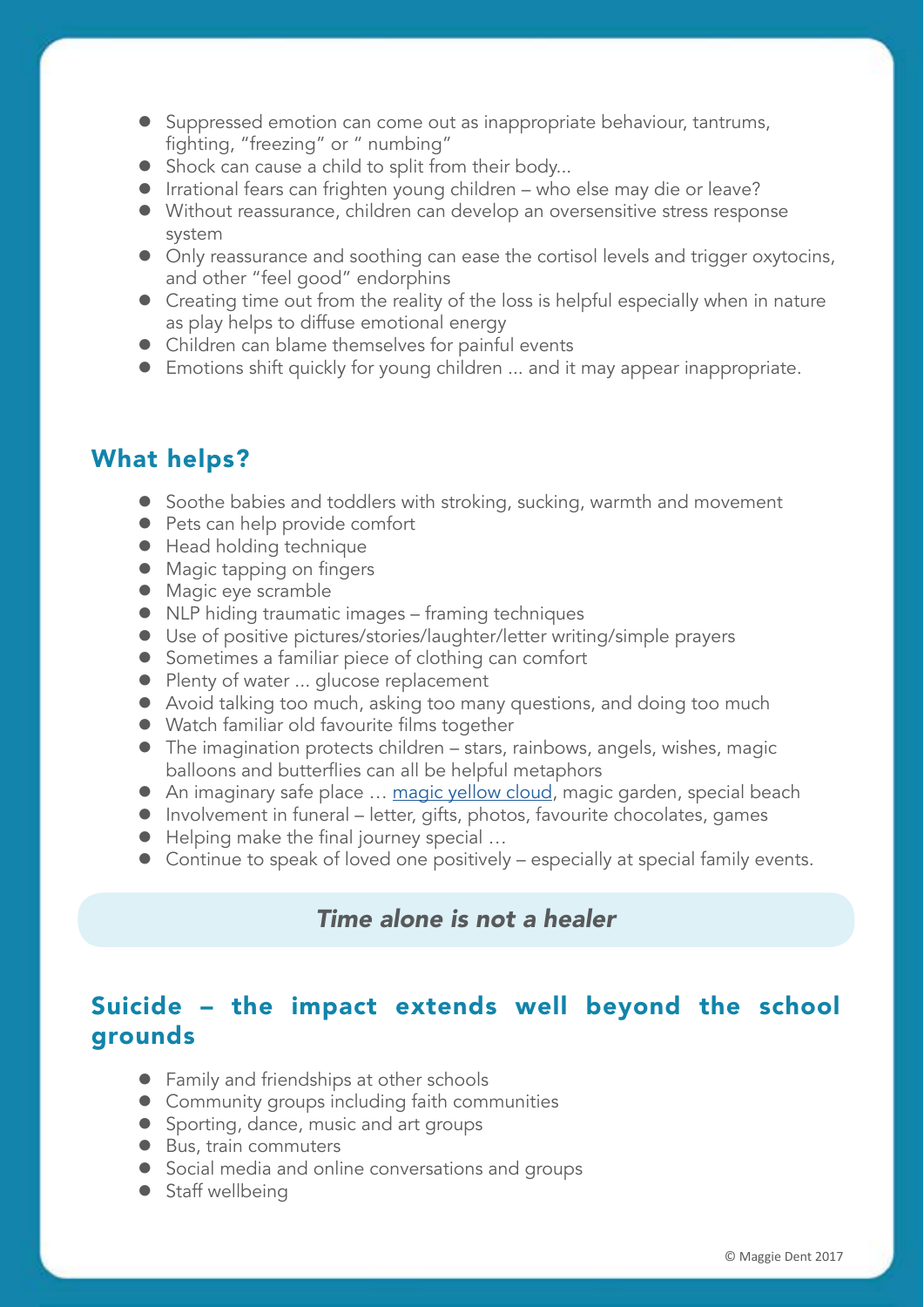- Suppressed emotion can come out as inappropriate behaviour, tantrums, fighting, "freezing" or " numbing"
- Shock can cause a child to split from their body...
- Irrational fears can frighten young children – who else may die or leave?
- Without reassurance, children can develop an oversensitive stress response system
- Only reassurance and soothing can ease the cortisol levels and trigger oxytocins, and other "feel good" endorphins
- Creating time out from the reality of the loss is helpful especially when in nature as play helps to diffuse emotional energy
- Children can blame themselves for painful events
- Emotions shift quickly for young children ... and it may appear inappropriate.

## What helps?

- Soothe babies and toddlers with stroking, sucking, warmth and movement
- Pets can help provide comfort
- Head holding technique
- Magic tapping on fingers
- Magic eye scramble
- NLP hiding traumatic images – framing techniques
- Use of positive pictures/stories/laughter/letter writing/simple prayers
- Sometimes a familiar piece of clothing can comfort
- Plenty of water ... glucose replacement
- Avoid talking too much, asking too many questions, and doing too much
- Watch familiar old favourite films together
- The imagination protects children – stars, rainbows, angels, wishes, magic balloons and butterflies can all be helpful metaphors
- An imaginary safe place … magic yellow cloud, magic garden, special beach
- Involvement in funeral – letter, gifts, photos, favourite chocolates, games
- Helping make the final journey special …
- Continue to speak of loved one positively – especially at special family events.

***Time alone is not a healer***

## Suicide – the impact extends well beyond the school grounds

- Family and friendships at other schools
- Community groups including faith communities
- Sporting, dance, music and art groups
- Bus, train commuters
- Social media and online conversations and groups
- Staff wellbeing

© Maggie Dent 2017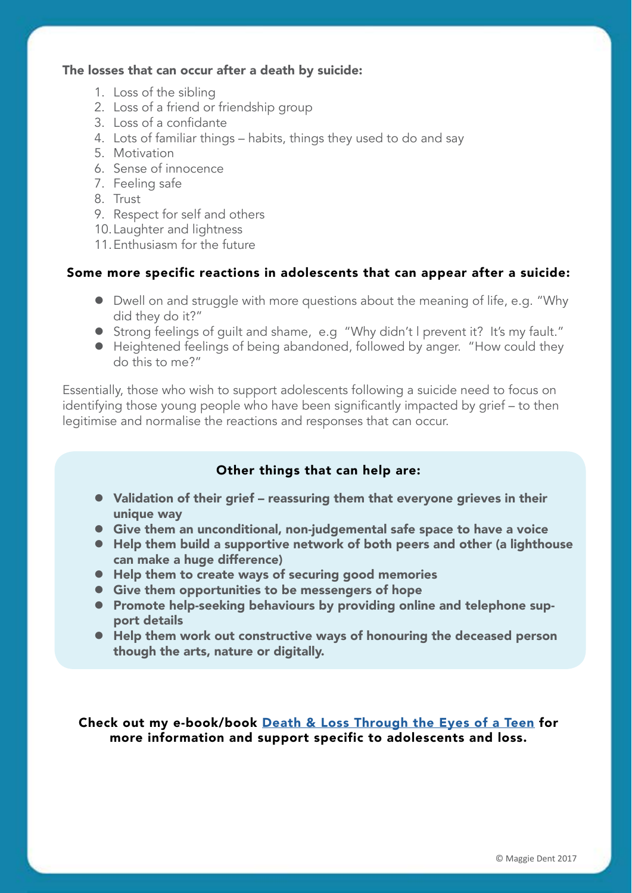**The losses that can occur after a death by suicide:**

1. Loss of the sibling
2. Loss of a friend or friendship group
3. Loss of a confidante
4. Lots of familiar things – habits, things they used to do and say
5. Motivation
6. Sense of innocence
7. Feeling safe
8. Trust
9. Respect for self and others
10. Laughter and lightness
11. Enthusiasm for the future

**Some more specific reactions in adolescents that can appear after a suicide:**

- Dwell on and struggle with more questions about the meaning of life, e.g. "Why did they do it?"
- Strong feelings of guilt and shame, e.g "Why didn't I prevent it? It's my fault."
- Heightened feelings of being abandoned, followed by anger. "How could they do this to me?"

Essentially, those who wish to support adolescents following a suicide need to focus on identifying those young people who have been significantly impacted by grief – to then legitimise and normalise the reactions and responses that can occur.

**Other things that can help are:**

- **Validation of their grief – reassuring them that everyone grieves in their unique way**
- **Give them an unconditional, non-judgemental safe space to have a voice**
- **Help them build a supportive network of both peers and other (a lighthouse can make a huge difference)**
- **Help them to create ways of securing good memories**
- **Give them opportunities to be messengers of hope**
- **Promote help-seeking behaviours by providing online and telephone support details**
- **Help them work out constructive ways of honouring the deceased person though the arts, nature or digitally.**

**Check out my e-book/book Death & Loss Through the Eyes of a Teen for more information and support specific to adolescents and loss.**

© Maggie Dent 2017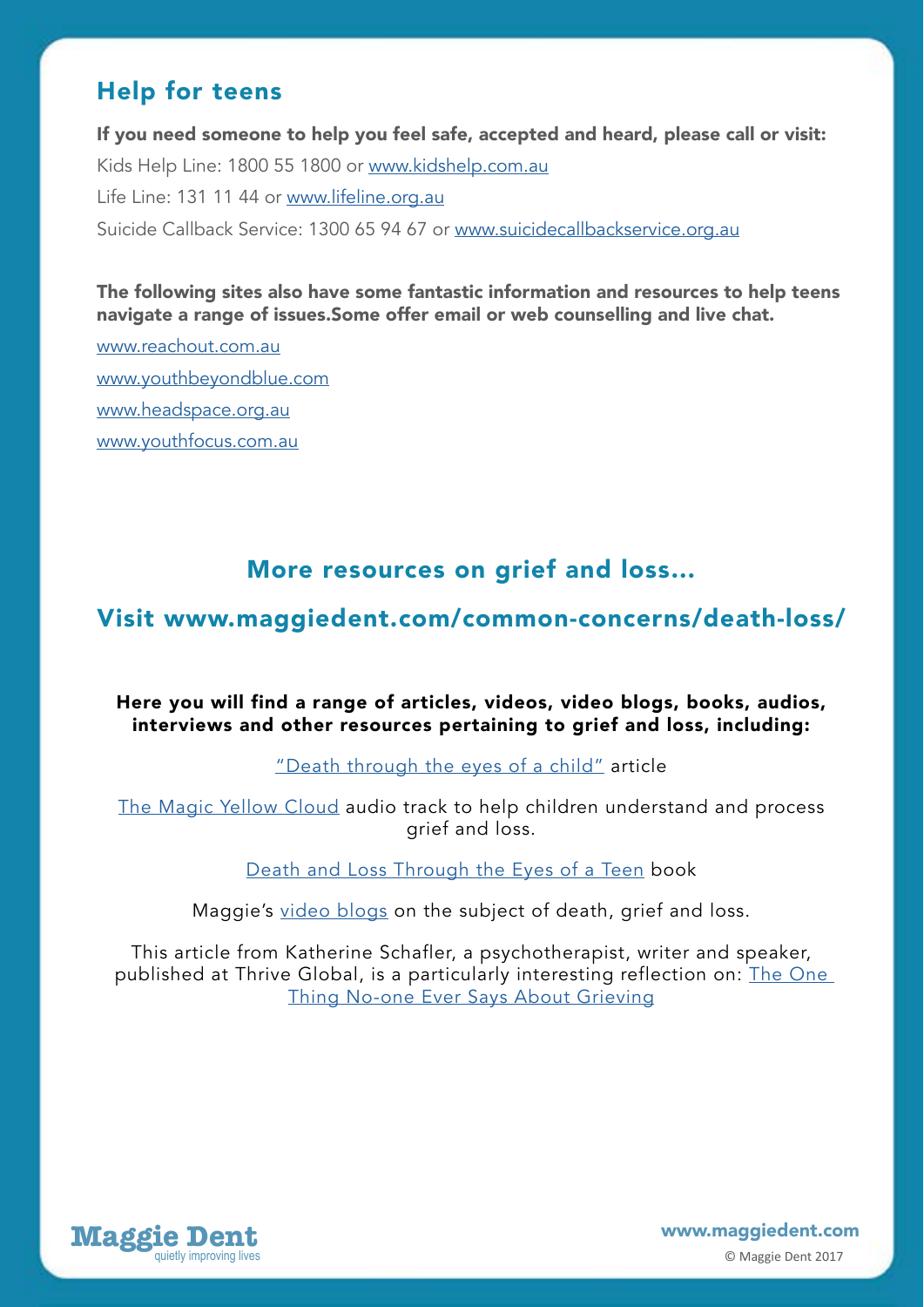## Help for teens

**If you need someone to help you feel safe, accepted and heard, please call or visit:**

Kids Help Line: 1800 55 1800 or www.kidshelp.com.au

Life Line: 131 11 44 or www.lifeline.org.au

Suicide Callback Service: 1300 65 94 67 or www.suicidecallbackservice.org.au

**The following sites also have some fantastic information and resources to help teens navigate a range of issues.Some offer email or web counselling and live chat.**

www.reachout.com.au

www.youthbeyondblue.com

www.headspace.org.au

www.youthfocus.com.au

## More resources on grief and loss...

## Visit www.maggiedent.com/common-concerns/death-loss/

**Here you will find a range of articles, videos, video blogs, books, audios, interviews and other resources pertaining to grief and loss, including:**

"Death through the eyes of a child" article

The Magic Yellow Cloud audio track to help children understand and process grief and loss.

Death and Loss Through the Eyes of a Teen book

Maggie's video blogs on the subject of death, grief and loss.

This article from Katherine Schafler, a psychotherapist, writer and speaker, published at Thrive Global, is a particularly interesting reflection on: The One Thing No-one Ever Says About Grieving

Maggie Dent
quietly improving lives

www.maggiedent.com

© Maggie Dent 2017